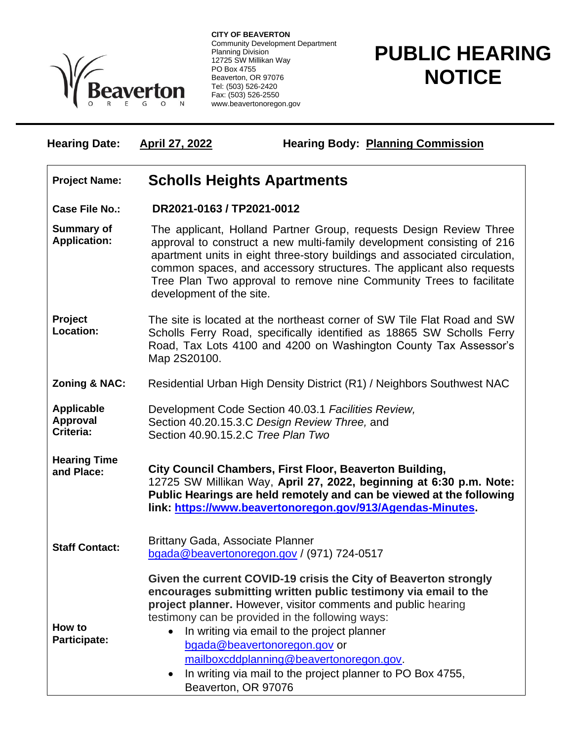**CITY OF BEAVERTON**
Community Development Department
Planning Division
12725 SW Millikan Way
PO Box 4755
Beaverton, OR 97076
Tel: (503) 526-2420
Fax: (503) 526-2550
www.beavertonoregon.gov

# PUBLIC HEARING NOTICE

**Hearing Date:** **April 27, 2022** **Hearing Body:** **Planning Commission**

| | |
|---|---|
| **Project Name:** | **Scholls Heights Apartments** |
| **Case File No.:** | **DR2021-0163 / TP2021-0012** |
| **Summary of Application:** | The applicant, Holland Partner Group, requests Design Review Three approval to construct a new multi-family development consisting of 216 apartment units in eight three-story buildings and associated circulation, common spaces, and accessory structures. The applicant also requests Tree Plan Two approval to remove nine Community Trees to facilitate development of the site. |
| **Project Location:** | The site is located at the northeast corner of SW Tile Flat Road and SW Scholls Ferry Road, specifically identified as 18865 SW Scholls Ferry Road, Tax Lots 4100 and 4200 on Washington County Tax Assessor's Map 2S20100. |
| **Zoning & NAC:** | Residential Urban High Density District (R1) / Neighbors Southwest NAC |
| **Applicable Approval Criteria:** | Development Code Section 40.03.1 *Facilities Review,* Section 40.20.15.3.C *Design Review Three,* and Section 40.90.15.2.C *Tree Plan Two* |
| **Hearing Time and Place:** | **City Council Chambers, First Floor, Beaverton Building,** 12725 SW Millikan Way, **April 27, 2022, beginning at 6:30 p.m. Note: Public Hearings are held remotely and can be viewed at the following link: https://www.beavertonoregon.gov/913/Agendas-Minutes.** |
| **Staff Contact:** | Brittany Gada, Associate Planner<br>bgada@beavertonoregon.gov / (971) 724-0517 |
| **How to Participate:** | **Given the current COVID-19 crisis the City of Beaverton strongly encourages submitting written public testimony via email to the project planner.** However, visitor comments and public hearing testimony can be provided in the following ways:<br>• In writing via email to the project planner bgada@beavertonoregon.gov or mailboxcddplanning@beavertonoregon.gov.<br>• In writing via mail to the project planner to PO Box 4755, Beaverton, OR 97076 |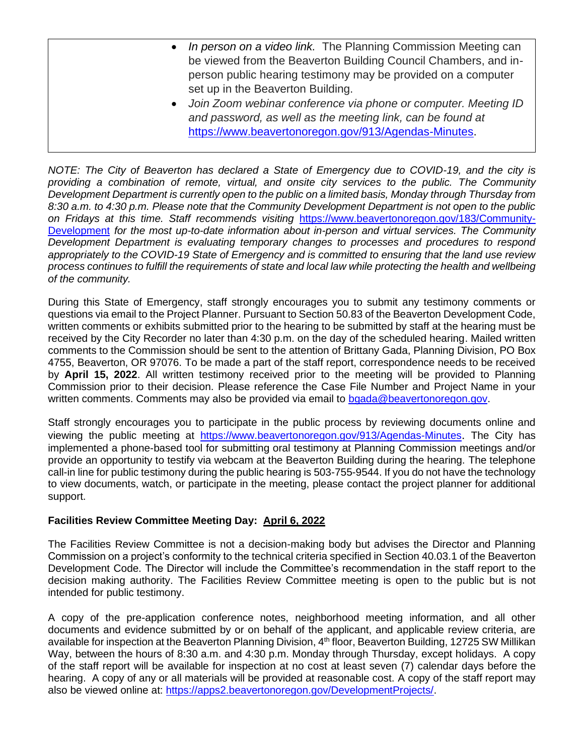- *In person on a video link.* The Planning Commission Meeting can be viewed from the Beaverton Building Council Chambers, and in-person public hearing testimony may be provided on a computer set up in the Beaverton Building.
- *Join Zoom webinar conference via phone or computer. Meeting ID and password, as well as the meeting link, can be found at* https://www.beavertonoregon.gov/913/Agendas-Minutes.

*NOTE: The City of Beaverton has declared a State of Emergency due to COVID-19, and the city is providing a combination of remote, virtual, and onsite city services to the public. The Community Development Department is currently open to the public on a limited basis, Monday through Thursday from 8:30 a.m. to 4:30 p.m. Please note that the Community Development Department is not open to the public on Fridays at this time. Staff recommends visiting* https://www.beavertonoregon.gov/183/Community-Development *for the most up-to-date information about in-person and virtual services. The Community Development Department is evaluating temporary changes to processes and procedures to respond appropriately to the COVID-19 State of Emergency and is committed to ensuring that the land use review process continues to fulfill the requirements of state and local law while protecting the health and wellbeing of the community.*

During this State of Emergency, staff strongly encourages you to submit any testimony comments or questions via email to the Project Planner. Pursuant to Section 50.83 of the Beaverton Development Code, written comments or exhibits submitted prior to the hearing to be submitted by staff at the hearing must be received by the City Recorder no later than 4:30 p.m. on the day of the scheduled hearing. Mailed written comments to the Commission should be sent to the attention of Brittany Gada, Planning Division, PO Box 4755, Beaverton, OR 97076. To be made a part of the staff report, correspondence needs to be received by **April 15, 2022**. All written testimony received prior to the meeting will be provided to Planning Commission prior to their decision. Please reference the Case File Number and Project Name in your written comments. Comments may also be provided via email to bgada@beavertonoregon.gov.

Staff strongly encourages you to participate in the public process by reviewing documents online and viewing the public meeting at https://www.beavertonoregon.gov/913/Agendas-Minutes. The City has implemented a phone-based tool for submitting oral testimony at Planning Commission meetings and/or provide an opportunity to testify via webcam at the Beaverton Building during the hearing. The telephone call-in line for public testimony during the public hearing is 503-755-9544. If you do not have the technology to view documents, watch, or participate in the meeting, please contact the project planner for additional support.

**Facilities Review Committee Meeting Day: April 6, 2022**

The Facilities Review Committee is not a decision-making body but advises the Director and Planning Commission on a project's conformity to the technical criteria specified in Section 40.03.1 of the Beaverton Development Code. The Director will include the Committee's recommendation in the staff report to the decision making authority. The Facilities Review Committee meeting is open to the public but is not intended for public testimony.

A copy of the pre-application conference notes, neighborhood meeting information, and all other documents and evidence submitted by or on behalf of the applicant, and applicable review criteria, are available for inspection at the Beaverton Planning Division, 4th floor, Beaverton Building, 12725 SW Millikan Way, between the hours of 8:30 a.m. and 4:30 p.m. Monday through Thursday, except holidays. A copy of the staff report will be available for inspection at no cost at least seven (7) calendar days before the hearing. A copy of any or all materials will be provided at reasonable cost. A copy of the staff report may also be viewed online at: https://apps2.beavertonoregon.gov/DevelopmentProjects/.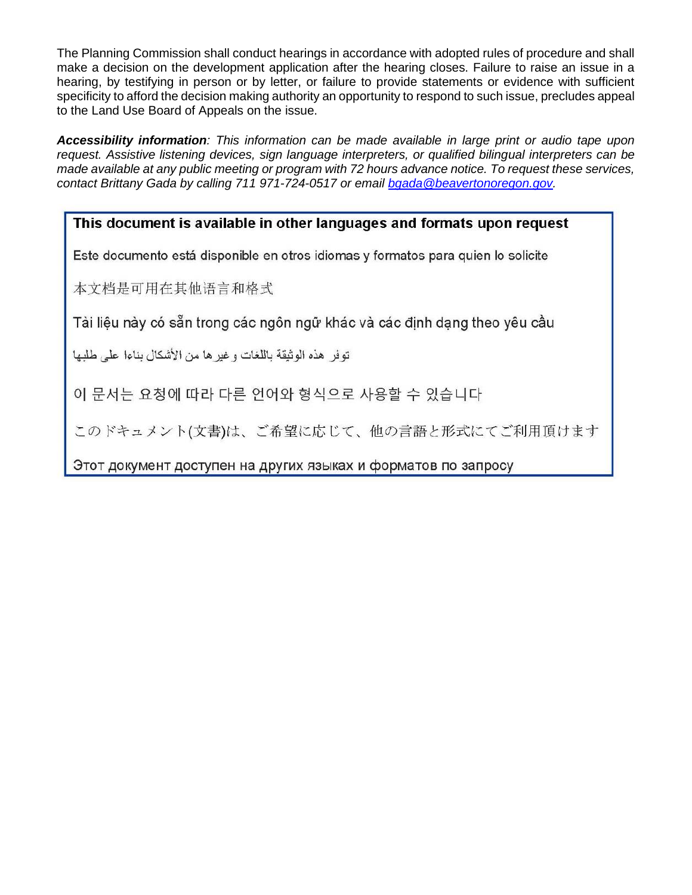The Planning Commission shall conduct hearings in accordance with adopted rules of procedure and shall make a decision on the development application after the hearing closes. Failure to raise an issue in a hearing, by testifying in person or by letter, or failure to provide statements or evidence with sufficient specificity to afford the decision making authority an opportunity to respond to such issue, precludes appeal to the Land Use Board of Appeals on the issue.

***Accessibility information**: This information can be made available in large print or audio tape upon request. Assistive listening devices, sign language interpreters, or qualified bilingual interpreters can be made available at any public meeting or program with 72 hours advance notice. To request these services, contact Brittany Gada by calling 711 971-724-0517 or email [bgada@beavertonoregon.gov](mailto:bgada@beavertonoregon.gov).*

**This document is available in other languages and formats upon request**

Este documento está disponible en otros idiomas y formatos para quien lo solicite

本文档是可用在其他语言和格式

Tài liệu này có sẵn trong các ngôn ngữ khác và các định dạng theo yêu cầu

توفر هذه الوثيقة باللغات وغيرها من الأشكال بناءا على طلبها

이 문서는 요청에 따라 다른 언어와 형식으로 사용할 수 있습니다

このドキュメント(文書)は、ご希望に応じて、他の言語と形式にてご利用頂けます

Этот документ доступен на других языках и форматов по запросу